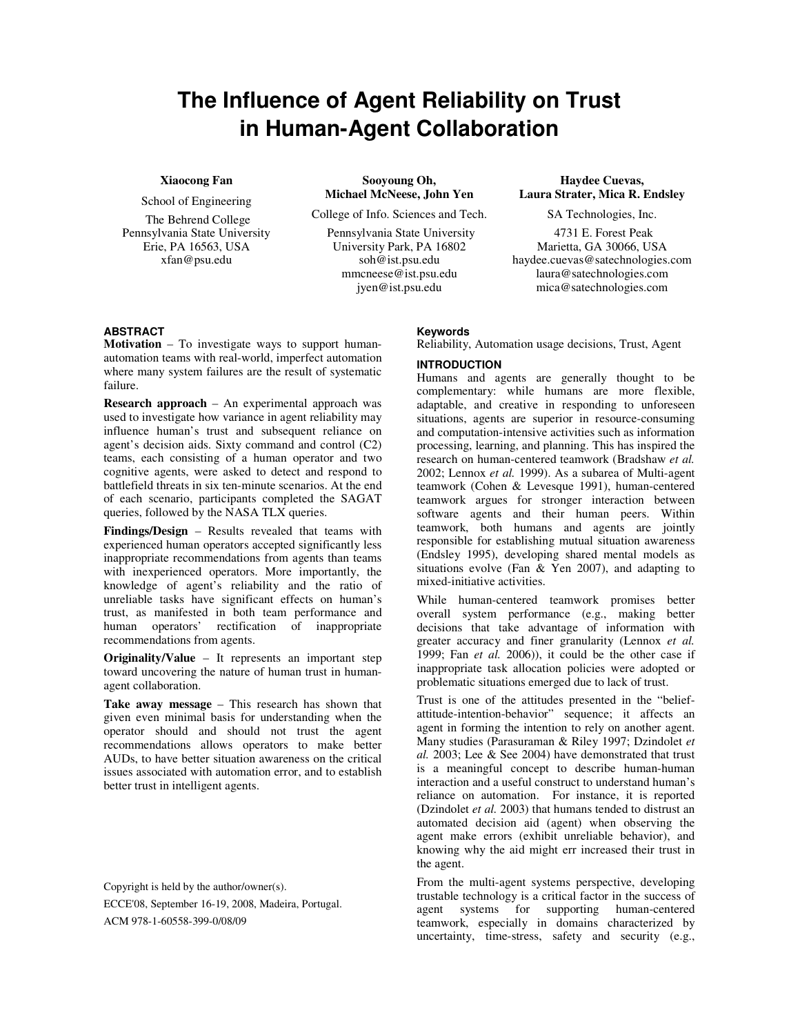# The Influence of Agent Reliability on Trust in Human-Agent Collaboration

**Xiaocong Fan**
School of Engineering
The Behrend College
Pennsylvania State University
Erie, PA 16563, USA
xfan@psu.edu

**Sooyoung Oh, Michael McNeese, John Yen**
College of Info. Sciences and Tech.
Pennsylvania State University
University Park, PA 16802
soh@ist.psu.edu
mmcneese@ist.psu.edu
jyen@ist.psu.edu

**Haydee Cuevas, Laura Strater, Mica R. Endsley**
SA Technologies, Inc.
4731 E. Forest Peak
Marietta, GA 30066, USA
haydee.cuevas@satechnologies.com
laura@satechnologies.com
mica@satechnologies.com

## ABSTRACT

**Motivation** – To investigate ways to support human-automation teams with real-world, imperfect automation where many system failures are the result of systematic failure.

**Research approach** – An experimental approach was used to investigate how variance in agent reliability may influence human's trust and subsequent reliance on agent's decision aids. Sixty command and control (C2) teams, each consisting of a human operator and two cognitive agents, were asked to detect and respond to battlefield threats in six ten-minute scenarios. At the end of each scenario, participants completed the SAGAT queries, followed by the NASA TLX queries.

**Findings/Design** – Results revealed that teams with experienced human operators accepted significantly less inappropriate recommendations from agents than teams with inexperienced operators. More importantly, the knowledge of agent's reliability and the ratio of unreliable tasks have significant effects on human's trust, as manifested in both team performance and human operators' rectification of inappropriate recommendations from agents.

**Originality/Value** – It represents an important step toward uncovering the nature of human trust in human-agent collaboration.

**Take away message** – This research has shown that given even minimal basis for understanding when the operator should and should not trust the agent recommendations allows operators to make better AUDs, to have better situation awareness on the critical issues associated with automation error, and to establish better trust in intelligent agents.

Copyright is held by the author/owner(s).
ECCE'08, September 16-19, 2008, Madeira, Portugal.
ACM 978-1-60558-399-0/08/09

## Keywords

Reliability, Automation usage decisions, Trust, Agent

## INTRODUCTION

Humans and agents are generally thought to be complementary: while humans are more flexible, adaptable, and creative in responding to unforeseen situations, agents are superior in resource-consuming and computation-intensive activities such as information processing, learning, and planning. This has inspired the research on human-centered teamwork (Bradshaw *et al.* 2002; Lennox *et al.* 1999). As a subarea of Multi-agent teamwork (Cohen & Levesque 1991), human-centered teamwork argues for stronger interaction between software agents and their human peers. Within teamwork, both humans and agents are jointly responsible for establishing mutual situation awareness (Endsley 1995), developing shared mental models as situations evolve (Fan & Yen 2007), and adapting to mixed-initiative activities.

While human-centered teamwork promises better overall system performance (e.g., making better decisions that take advantage of information with greater accuracy and finer granularity (Lennox *et al.* 1999; Fan *et al.* 2006)), it could be the other case if inappropriate task allocation policies were adopted or problematic situations emerged due to lack of trust.

Trust is one of the attitudes presented in the "belief-attitude-intention-behavior" sequence; it affects an agent in forming the intention to rely on another agent. Many studies (Parasuraman & Riley 1997; Dzindolet *et al.* 2003; Lee & See 2004) have demonstrated that trust is a meaningful concept to describe human-human interaction and a useful construct to understand human's reliance on automation. For instance, it is reported (Dzindolet *et al.* 2003) that humans tended to distrust an automated decision aid (agent) when observing the agent make errors (exhibit unreliable behavior), and knowing why the aid might err increased their trust in the agent.

From the multi-agent systems perspective, developing trustable technology is a critical factor in the success of agent systems for supporting human-centered teamwork, especially in domains characterized by uncertainty, time-stress, safety and security (e.g.,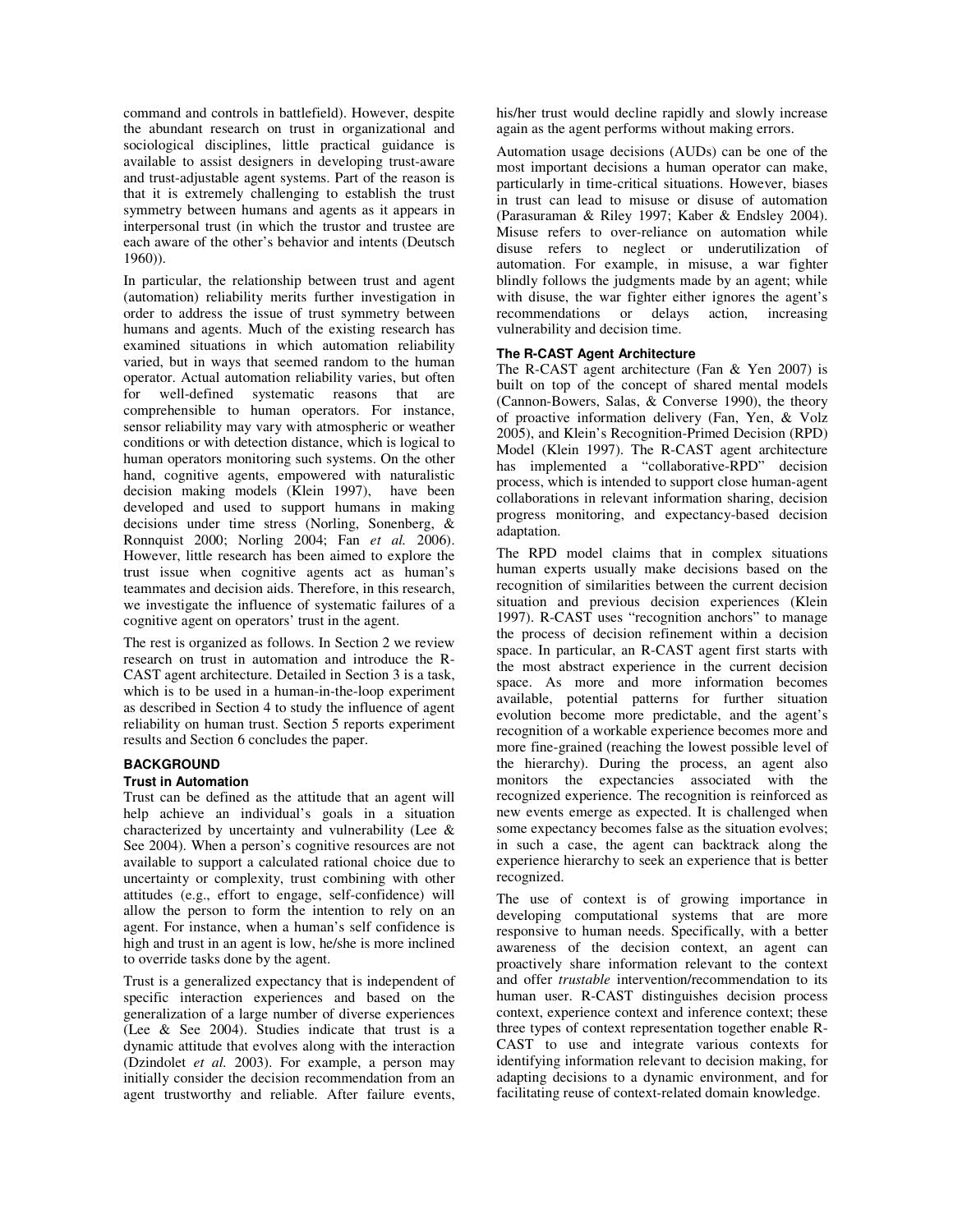command and controls in battlefield). However, despite the abundant research on trust in organizational and sociological disciplines, little practical guidance is available to assist designers in developing trust-aware and trust-adjustable agent systems. Part of the reason is that it is extremely challenging to establish the trust symmetry between humans and agents as it appears in interpersonal trust (in which the trustor and trustee are each aware of the other's behavior and intents (Deutsch 1960)).

In particular, the relationship between trust and agent (automation) reliability merits further investigation in order to address the issue of trust symmetry between humans and agents. Much of the existing research has examined situations in which automation reliability varied, but in ways that seemed random to the human operator. Actual automation reliability varies, but often for well-defined systematic reasons that are comprehensible to human operators. For instance, sensor reliability may vary with atmospheric or weather conditions or with detection distance, which is logical to human operators monitoring such systems. On the other hand, cognitive agents, empowered with naturalistic decision making models (Klein 1997), have been developed and used to support humans in making decisions under time stress (Norling, Sonenberg, & Ronnquist 2000; Norling 2004; Fan *et al.* 2006). However, little research has been aimed to explore the trust issue when cognitive agents act as human's teammates and decision aids. Therefore, in this research, we investigate the influence of systematic failures of a cognitive agent on operators' trust in the agent.

The rest is organized as follows. In Section 2 we review research on trust in automation and introduce the R-CAST agent architecture. Detailed in Section 3 is a task, which is to be used in a human-in-the-loop experiment as described in Section 4 to study the influence of agent reliability on human trust. Section 5 reports experiment results and Section 6 concludes the paper.

## BACKGROUND

### Trust in Automation

Trust can be defined as the attitude that an agent will help achieve an individual's goals in a situation characterized by uncertainty and vulnerability (Lee & See 2004). When a person's cognitive resources are not available to support a calculated rational choice due to uncertainty or complexity, trust combining with other attitudes (e.g., effort to engage, self-confidence) will allow the person to form the intention to rely on an agent. For instance, when a human's self confidence is high and trust in an agent is low, he/she is more inclined to override tasks done by the agent.

Trust is a generalized expectancy that is independent of specific interaction experiences and based on the generalization of a large number of diverse experiences (Lee & See 2004). Studies indicate that trust is a dynamic attitude that evolves along with the interaction (Dzindolet *et al.* 2003). For example, a person may initially consider the decision recommendation from an agent trustworthy and reliable. After failure events, his/her trust would decline rapidly and slowly increase again as the agent performs without making errors.

Automation usage decisions (AUDs) can be one of the most important decisions a human operator can make, particularly in time-critical situations. However, biases in trust can lead to misuse or disuse of automation (Parasuraman & Riley 1997; Kaber & Endsley 2004). Misuse refers to over-reliance on automation while disuse refers to neglect or underutilization of automation. For example, in misuse, a war fighter blindly follows the judgments made by an agent; while with disuse, the war fighter either ignores the agent's recommendations or delays action, increasing vulnerability and decision time.

### The R-CAST Agent Architecture

The R-CAST agent architecture (Fan & Yen 2007) is built on top of the concept of shared mental models (Cannon-Bowers, Salas, & Converse 1990), the theory of proactive information delivery (Fan, Yen, & Volz 2005), and Klein's Recognition-Primed Decision (RPD) Model (Klein 1997). The R-CAST agent architecture has implemented a "collaborative-RPD" decision process, which is intended to support close human-agent collaborations in relevant information sharing, decision progress monitoring, and expectancy-based decision adaptation.

The RPD model claims that in complex situations human experts usually make decisions based on the recognition of similarities between the current decision situation and previous decision experiences (Klein 1997). R-CAST uses "recognition anchors" to manage the process of decision refinement within a decision space. In particular, an R-CAST agent first starts with the most abstract experience in the current decision space. As more and more information becomes available, potential patterns for further situation evolution become more predictable, and the agent's recognition of a workable experience becomes more and more fine-grained (reaching the lowest possible level of the hierarchy). During the process, an agent also monitors the expectancies associated with the recognized experience. The recognition is reinforced as new events emerge as expected. It is challenged when some expectancy becomes false as the situation evolves; in such a case, the agent can backtrack along the experience hierarchy to seek an experience that is better recognized.

The use of context is of growing importance in developing computational systems that are more responsive to human needs. Specifically, with a better awareness of the decision context, an agent can proactively share information relevant to the context and offer *trustable* intervention/recommendation to its human user. R-CAST distinguishes decision process context, experience context and inference context; these three types of context representation together enable R-CAST to use and integrate various contexts for identifying information relevant to decision making, for adapting decisions to a dynamic environment, and for facilitating reuse of context-related domain knowledge.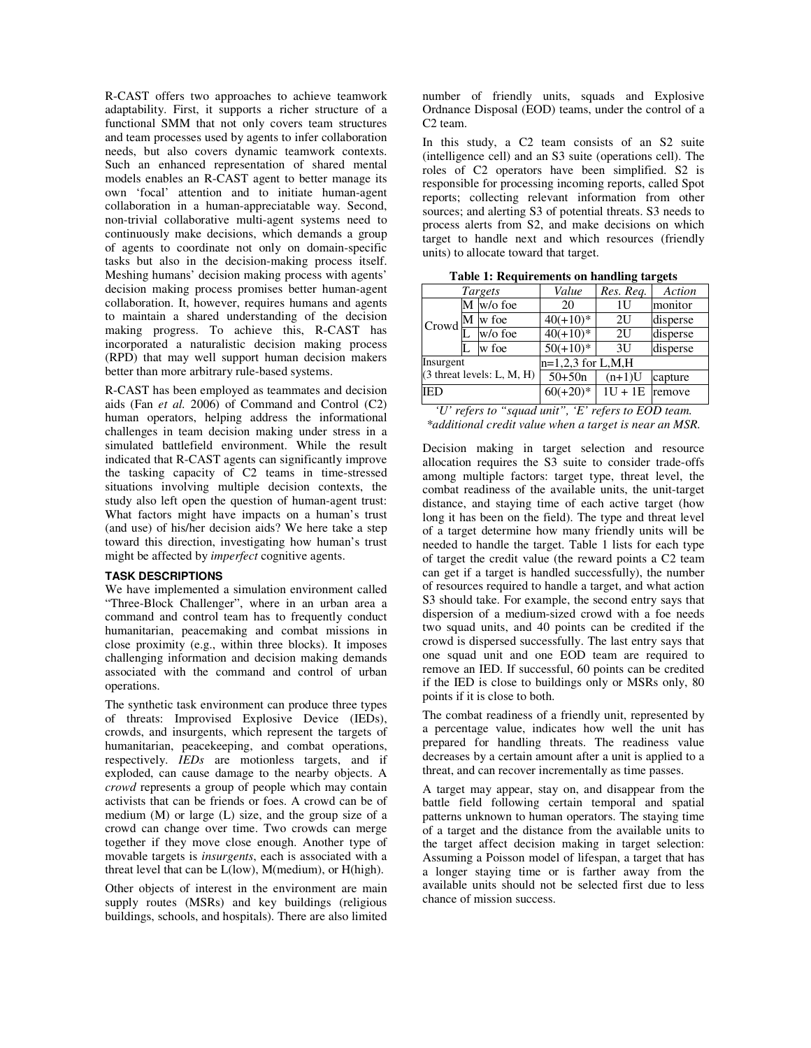R-CAST offers two approaches to achieve teamwork adaptability. First, it supports a richer structure of a functional SMM that not only covers team structures and team processes used by agents to infer collaboration needs, but also covers dynamic teamwork contexts. Such an enhanced representation of shared mental models enables an R-CAST agent to better manage its own 'focal' attention and to initiate human-agent collaboration in a human-appreciatable way. Second, non-trivial collaborative multi-agent systems need to continuously make decisions, which demands a group of agents to coordinate not only on domain-specific tasks but also in the decision-making process itself. Meshing humans' decision making process with agents' decision making process promises better human-agent collaboration. It, however, requires humans and agents to maintain a shared understanding of the decision making progress. To achieve this, R-CAST has incorporated a naturalistic decision making process (RPD) that may well support human decision makers better than more arbitrary rule-based systems.

R-CAST has been employed as teammates and decision aids (Fan *et al.* 2006) of Command and Control (C2) human operators, helping address the informational challenges in team decision making under stress in a simulated battlefield environment. While the result indicated that R-CAST agents can significantly improve the tasking capacity of C2 teams in time-stressed situations involving multiple decision contexts, the study also left open the question of human-agent trust: What factors might have impacts on a human's trust (and use) of his/her decision aids? We here take a step toward this direction, investigating how human's trust might be affected by *imperfect* cognitive agents.

## TASK DESCRIPTIONS

We have implemented a simulation environment called "Three-Block Challenger", where in an urban area a command and control team has to frequently conduct humanitarian, peacemaking and combat missions in close proximity (e.g., within three blocks). It imposes challenging information and decision making demands associated with the command and control of urban operations.

The synthetic task environment can produce three types of threats: Improvised Explosive Device (IEDs), crowds, and insurgents, which represent the targets of humanitarian, peacekeeping, and combat operations, respectively. *IEDs* are motionless targets, and if exploded, can cause damage to the nearby objects. A *crowd* represents a group of people which may contain activists that can be friends or foes. A crowd can be of medium (M) or large (L) size, and the group size of a crowd can change over time. Two crowds can merge together if they move close enough. Another type of movable targets is *insurgents*, each is associated with a threat level that can be L(low), M(medium), or H(high).

Other objects of interest in the environment are main supply routes (MSRs) and key buildings (religious buildings, schools, and hospitals). There are also limited number of friendly units, squads and Explosive Ordnance Disposal (EOD) teams, under the control of a C2 team.

In this study, a C2 team consists of an S2 suite (intelligence cell) and an S3 suite (operations cell). The roles of C2 operators have been simplified. S2 is responsible for processing incoming reports, called Spot reports; collecting relevant information from other sources; and alerting S3 of potential threats. S3 needs to process alerts from S2, and make decisions on which target to handle next and which resources (friendly units) to allocate toward that target.

**Table 1: Requirements on handling targets**

| *Targets* | | | *Value* | *Res. Req.* | *Action* |
|---|---|---|---|---|---|
| Crowd | M | w/o foe | 20 | 1U | monitor |
| | M | w foe | 40(+10)* | 2U | disperse |
| | L | w/o foe | 40(+10)* | 2U | disperse |
| | L | w foe | 50(+10)* | 3U | disperse |
| Insurgent (3 threat levels: L, M, H) | | | n=1,2,3 for L,M,H | | |
| | | | 50+50n | (n+1)U | capture |
| IED | | | 60(+20)* | 1U + 1E | remove |

*'U' refers to "squad unit", 'E' refers to EOD team.*
*\*additional credit value when a target is near an MSR.*

Decision making in target selection and resource allocation requires the S3 suite to consider trade-offs among multiple factors: target type, threat level, the combat readiness of the available units, the unit-target distance, and staying time of each active target (how long it has been on the field). The type and threat level of a target determine how many friendly units will be needed to handle the target. Table 1 lists for each type of target the credit value (the reward points a C2 team can get if a target is handled successfully), the number of resources required to handle a target, and what action S3 should take. For example, the second entry says that dispersion of a medium-sized crowd with a foe needs two squad units, and 40 points can be credited if the crowd is dispersed successfully. The last entry says that one squad unit and one EOD team are required to remove an IED. If successful, 60 points can be credited if the IED is close to buildings only or MSRs only, 80 points if it is close to both.

The combat readiness of a friendly unit, represented by a percentage value, indicates how well the unit has prepared for handling threats. The readiness value decreases by a certain amount after a unit is applied to a threat, and can recover incrementally as time passes.

A target may appear, stay on, and disappear from the battle field following certain temporal and spatial patterns unknown to human operators. The staying time of a target and the distance from the available units to the target affect decision making in target selection: Assuming a Poisson model of lifespan, a target that has a longer staying time or is farther away from the available units should not be selected first due to less chance of mission success.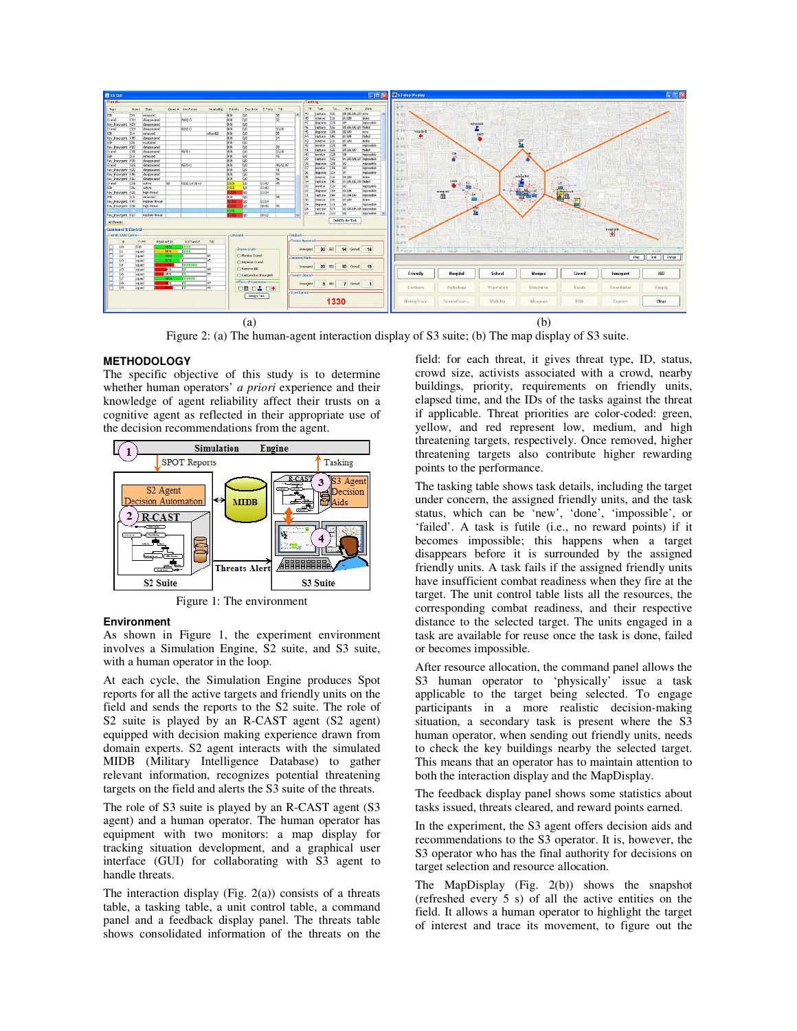(a) (b)

Figure 2: (a) The human-agent interaction display of S3 suite; (b) The map display of S3 suite.

## METHODOLOGY

The specific objective of this study is to determine whether human operators' *a priori* experience and their knowledge of agent reliability affect their trusts on a cognitive agent as reflected in their appropriate use of the decision recommendations from the agent.

Figure 1: The environment

### Environment

As shown in Figure 1, the experiment environment involves a Simulation Engine, S2 suite, and S3 suite, with a human operator in the loop.

At each cycle, the Simulation Engine produces Spot reports for all the active targets and friendly units on the field and sends the reports to the S2 suite. The role of S2 suite is played by an R-CAST agent (S2 agent) equipped with decision making experience drawn from domain experts. S2 agent interacts with the simulated MIDB (Military Intelligence Database) to gather relevant information, recognizes potential threatening targets on the field and alerts the S3 suite of the threats.

The role of S3 suite is played by an R-CAST agent (S3 agent) and a human operator. The human operator has equipment with two monitors: a map display for tracking situation development, and a graphical user interface (GUI) for collaborating with S3 agent to handle threats.

The interaction display (Fig. 2(a)) consists of a threats table, a tasking table, a unit control table, a command panel and a feedback display panel. The threats table shows consolidated information of the threats on the field: for each threat, it gives threat type, ID, status, crowd size, activists associated with a crowd, nearby buildings, priority, requirements on friendly units, elapsed time, and the IDs of the tasks against the threat if applicable. Threat priorities are color-coded: green, yellow, and red represent low, medium, and high threatening targets, respectively. Once removed, higher threatening targets also contribute higher rewarding points to the performance.

The tasking table shows task details, including the target under concern, the assigned friendly units, and the task status, which can be 'new', 'done', 'impossible', or 'failed'. A task is futile (i.e., no reward points) if it becomes impossible; this happens when a target disappears before it is surrounded by the assigned friendly units. A task fails if the assigned friendly units have insufficient combat readiness when they fire at the target. The unit control table lists all the resources, the corresponding combat readiness, and their respective distance to the selected target. The units engaged in a task are available for reuse once the task is done, failed or becomes impossible.

After resource allocation, the command panel allows the S3 human operator to 'physically' issue a task applicable to the target being selected. To engage participants in a more realistic decision-making situation, a secondary task is present where the S3 human operator, when sending out friendly units, needs to check the key buildings nearby the selected target. This means that an operator has to maintain attention to both the interaction display and the MapDisplay.

The feedback display panel shows some statistics about tasks issued, threats cleared, and reward points earned.

In the experiment, the S3 agent offers decision aids and recommendations to the S3 operator. It is, however, the S3 operator who has the final authority for decisions on target selection and resource allocation.

The MapDisplay (Fig. 2(b)) shows the snapshot (refreshed every 5 s) of all the active entities on the field. It allows a human operator to highlight the target of interest and trace its movement, to figure out the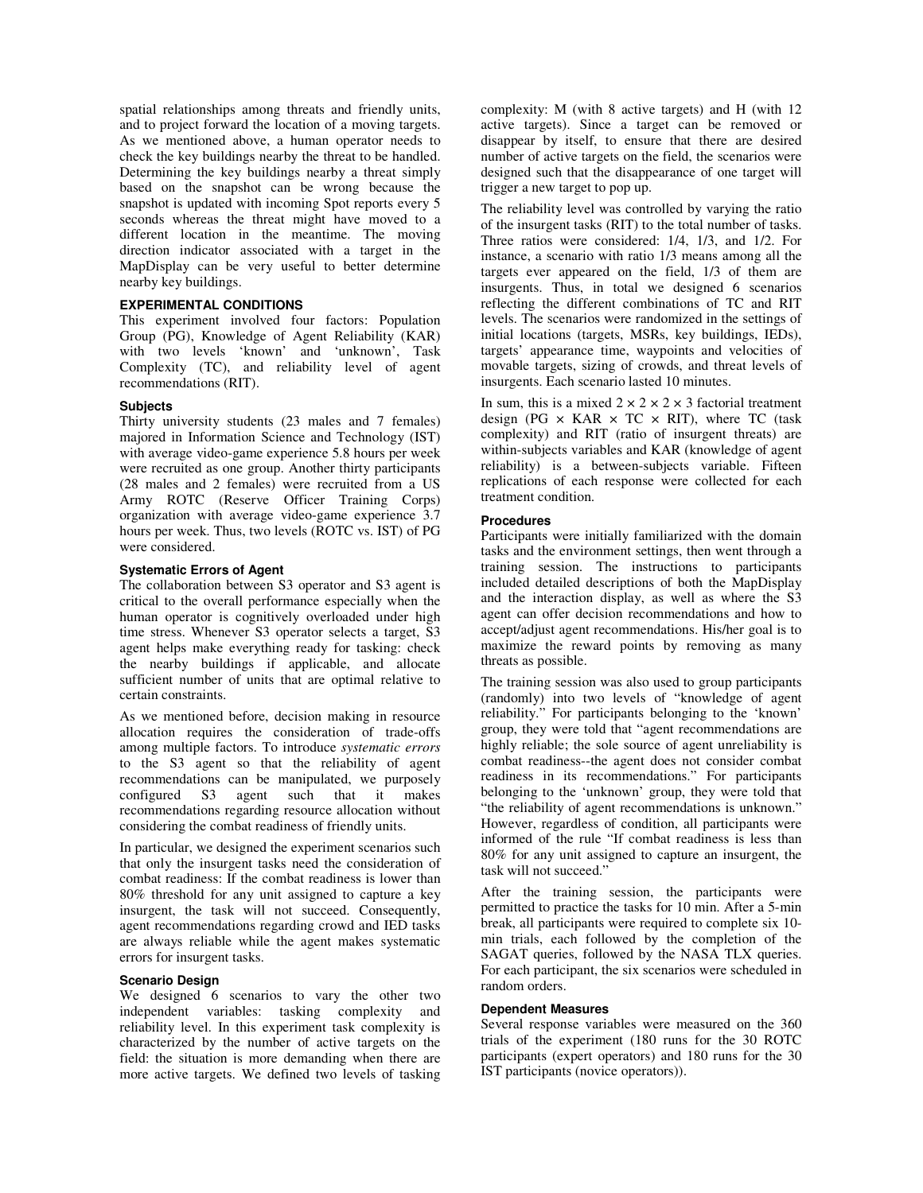spatial relationships among threats and friendly units, and to project forward the location of a moving targets. As we mentioned above, a human operator needs to check the key buildings nearby the threat to be handled. Determining the key buildings nearby a threat simply based on the snapshot can be wrong because the snapshot is updated with incoming Spot reports every 5 seconds whereas the threat might have moved to a different location in the meantime. The moving direction indicator associated with a target in the MapDisplay can be very useful to better determine nearby key buildings.

## EXPERIMENTAL CONDITIONS

This experiment involved four factors: Population Group (PG), Knowledge of Agent Reliability (KAR) with two levels 'known' and 'unknown', Task Complexity (TC), and reliability level of agent recommendations (RIT).

### Subjects

Thirty university students (23 males and 7 females) majored in Information Science and Technology (IST) with average video-game experience 5.8 hours per week were recruited as one group. Another thirty participants (28 males and 2 females) were recruited from a US Army ROTC (Reserve Officer Training Corps) organization with average video-game experience 3.7 hours per week. Thus, two levels (ROTC vs. IST) of PG were considered.

### Systematic Errors of Agent

The collaboration between S3 operator and S3 agent is critical to the overall performance especially when the human operator is cognitively overloaded under high time stress. Whenever S3 operator selects a target, S3 agent helps make everything ready for tasking: check the nearby buildings if applicable, and allocate sufficient number of units that are optimal relative to certain constraints.

As we mentioned before, decision making in resource allocation requires the consideration of trade-offs among multiple factors. To introduce *systematic errors* to the S3 agent so that the reliability of agent recommendations can be manipulated, we purposely configured S3 agent such that it makes recommendations regarding resource allocation without considering the combat readiness of friendly units.

In particular, we designed the experiment scenarios such that only the insurgent tasks need the consideration of combat readiness: If the combat readiness is lower than 80% threshold for any unit assigned to capture a key insurgent, the task will not succeed. Consequently, agent recommendations regarding crowd and IED tasks are always reliable while the agent makes systematic errors for insurgent tasks.

### Scenario Design

We designed 6 scenarios to vary the other two independent variables: tasking complexity and reliability level. In this experiment task complexity is characterized by the number of active targets on the field: the situation is more demanding when there are more active targets. We defined two levels of tasking complexity: M (with 8 active targets) and H (with 12 active targets). Since a target can be removed or disappear by itself, to ensure that there are desired number of active targets on the field, the scenarios were designed such that the disappearance of one target will trigger a new target to pop up.

The reliability level was controlled by varying the ratio of the insurgent tasks (RIT) to the total number of tasks. Three ratios were considered: 1/4, 1/3, and 1/2. For instance, a scenario with ratio 1/3 means among all the targets ever appeared on the field, 1/3 of them are insurgents. Thus, in total we designed 6 scenarios reflecting the different combinations of TC and RIT levels. The scenarios were randomized in the settings of initial locations (targets, MSRs, key buildings, IEDs), targets' appearance time, waypoints and velocities of movable targets, sizing of crowds, and threat levels of insurgents. Each scenario lasted 10 minutes.

In sum, this is a mixed $2 \times 2 \times 2 \times 3$ factorial treatment design (PG $\times$ KAR $\times$ TC $\times$ RIT), where TC (task complexity) and RIT (ratio of insurgent threats) are within-subjects variables and KAR (knowledge of agent reliability) is a between-subjects variable. Fifteen replications of each response were collected for each treatment condition.

### Procedures

Participants were initially familiarized with the domain tasks and the environment settings, then went through a training session. The instructions to participants included detailed descriptions of both the MapDisplay and the interaction display, as well as where the S3 agent can offer decision recommendations and how to accept/adjust agent recommendations. His/her goal is to maximize the reward points by removing as many threats as possible.

The training session was also used to group participants (randomly) into two levels of "knowledge of agent reliability." For participants belonging to the 'known' group, they were told that "agent recommendations are highly reliable; the sole source of agent unreliability is combat readiness--the agent does not consider combat readiness in its recommendations." For participants belonging to the 'unknown' group, they were told that "the reliability of agent recommendations is unknown." However, regardless of condition, all participants were informed of the rule "If combat readiness is less than 80% for any unit assigned to capture an insurgent, the task will not succeed."

After the training session, the participants were permitted to practice the tasks for 10 min. After a 5-min break, all participants were required to complete six 10-min trials, each followed by the completion of the SAGAT queries, followed by the NASA TLX queries. For each participant, the six scenarios were scheduled in random orders.

### Dependent Measures

Several response variables were measured on the 360 trials of the experiment (180 runs for the 30 ROTC participants (expert operators) and 180 runs for the 30 IST participants (novice operators)).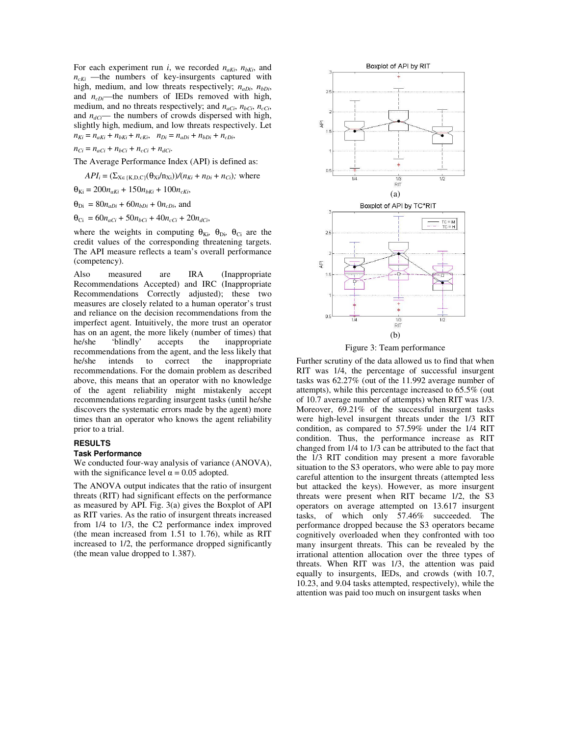For each experiment run $i$, we recorded $n_{aKi}$, $n_{bKi}$, and $n_{cKi}$ —the numbers of key-insurgents captured with high, medium, and low threats respectively; $n_{aDi}$, $n_{bDi}$, and $n_{cDi}$—the numbers of IEDs removed with high, medium, and no threats respectively; and $n_{aCi}$, $n_{bCi}$, $n_{cCi}$, and $n_{dCi}$— the numbers of crowds dispersed with high, slightly high, medium, and low threats respectively. Let $n_{Ki} = n_{aKi} + n_{bKi} + n_{cKi}$, $n_{Di} = n_{aDi} + n_{bDi} + n_{cDi}$,

$n_{Ci} = n_{aCi} + n_{bCi} + n_{cCi} + n_{dCi}$.

The Average Performance Index (API) is defined as:

$$API_i = (\Sigma_{X\in\{K,D,C\}}(\theta_{Xi}/n_{Xi}))/(n_{Ki} + n_{Di} + n_{Ci}); \text{ where}$$

$\theta_{Ki} = 200n_{aKi} + 150n_{bKi} + 100n_{cKi}$,

$\theta_{Di} = 80n_{aDi} + 60n_{bDi} + 0n_{cDi}$, and

$\theta_{Ci} = 60n_{aCi} + 50n_{bCi} + 40n_{cCi} + 20n_{dCi}$,

where the weights in computing $\theta_{Ki}$, $\theta_{Di}$, $\theta_{Ci}$ are the credit values of the corresponding threatening targets. The API measure reflects a team's overall performance (competency).

Also measured are IRA (Inappropriate Recommendations Accepted) and IRC (Inappropriate Recommendations Correctly adjusted); these two measures are closely related to a human operator's trust and reliance on the decision recommendations from the imperfect agent. Intuitively, the more trust an operator has on an agent, the more likely (number of times) that he/she 'blindly' accepts the inappropriate recommendations from the agent, and the less likely that he/she intends to correct the inappropriate recommendations. For the domain problem as described above, this means that an operator with no knowledge of the agent reliability might mistakenly accept recommendations regarding insurgent tasks (until he/she discovers the systematic errors made by the agent) more times than an operator who knows the agent reliability prior to a trial.

## RESULTS

### Task Performance

We conducted four-way analysis of variance (ANOVA), with the significance level $\alpha = 0.05$ adopted.

The ANOVA output indicates that the ratio of insurgent threats (RIT) had significant effects on the performance as measured by API. Fig. 3(a) gives the Boxplot of API as RIT varies. As the ratio of insurgent threats increased from 1/4 to 1/3, the C2 performance index improved (the mean increased from 1.51 to 1.76), while as RIT increased to 1/2, the performance dropped significantly (the mean value dropped to 1.387).

(a)

(b)

Figure 3: Team performance

Further scrutiny of the data allowed us to find that when RIT was 1/4, the percentage of successful insurgent tasks was 62.27% (out of the 11.992 average number of attempts), while this percentage increased to 65.5% (out of 10.7 average number of attempts) when RIT was 1/3. Moreover, 69.21% of the successful insurgent tasks were high-level insurgent threats under the 1/3 RIT condition, as compared to 57.59% under the 1/4 RIT condition. Thus, the performance increase as RIT changed from 1/4 to 1/3 can be attributed to the fact that the 1/3 RIT condition may present a more favorable situation to the S3 operators, who were able to pay more careful attention to the insurgent threats (attempted less but attacked the keys). However, as more insurgent threats were present when RIT became 1/2, the S3 operators on average attempted on 13.617 insurgent tasks, of which only 57.46% succeeded. The performance dropped because the S3 operators became cognitively overloaded when they confronted with too many insurgent threats. This can be revealed by the irrational attention allocation over the three types of threats. When RIT was 1/3, the attention was paid equally to insurgents, IEDs, and crowds (with 10.7, 10.23, and 9.04 tasks attempted, respectively), while the attention was paid too much on insurgent tasks when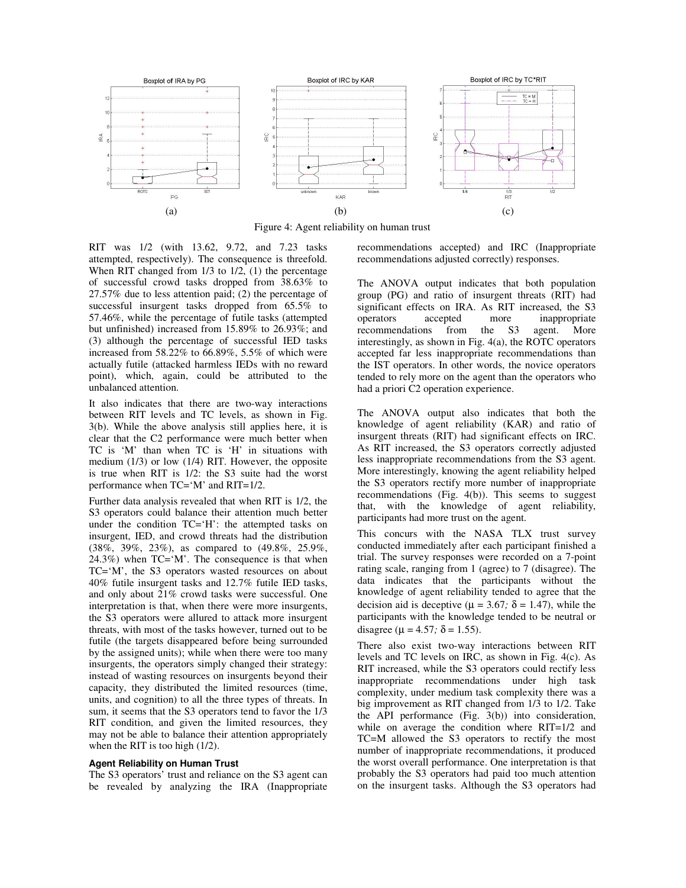Figure 4: Agent reliability on human trust

RIT was 1/2 (with 13.62, 9.72, and 7.23 tasks attempted, respectively). The consequence is threefold. When RIT changed from 1/3 to 1/2, (1) the percentage of successful crowd tasks dropped from 38.63% to 27.57% due to less attention paid; (2) the percentage of successful insurgent tasks dropped from 65.5% to 57.46%, while the percentage of futile tasks (attempted but unfinished) increased from 15.89% to 26.93%; and (3) although the percentage of successful IED tasks increased from 58.22% to 66.89%, 5.5% of which were actually futile (attacked harmless IEDs with no reward point), which, again, could be attributed to the unbalanced attention.

It also indicates that there are two-way interactions between RIT levels and TC levels, as shown in Fig. 3(b). While the above analysis still applies here, it is clear that the C2 performance were much better when TC is 'M' than when TC is 'H' in situations with medium (1/3) or low (1/4) RIT. However, the opposite is true when RIT is 1/2: the S3 suite had the worst performance when TC='M' and RIT=1/2.

Further data analysis revealed that when RIT is 1/2, the S3 operators could balance their attention much better under the condition TC='H': the attempted tasks on insurgent, IED, and crowd threats had the distribution (38%, 39%, 23%), as compared to (49.8%, 25.9%, 24.3%) when TC='M'. The consequence is that when TC='M', the S3 operators wasted resources on about 40% futile insurgent tasks and 12.7% futile IED tasks, and only about 21% crowd tasks were successful. One interpretation is that, when there were more insurgents, the S3 operators were allured to attack more insurgent threats, with most of the tasks however, turned out to be futile (the targets disappeared before being surrounded by the assigned units); while when there were too many insurgents, the operators simply changed their strategy: instead of wasting resources on insurgents beyond their capacity, they distributed the limited resources (time, units, and cognition) to all the three types of threats. In sum, it seems that the S3 operators tend to favor the 1/3 RIT condition, and given the limited resources, they may not be able to balance their attention appropriately when the RIT is too high (1/2).

### Agent Reliability on Human Trust

The S3 operators' trust and reliance on the S3 agent can be revealed by analyzing the IRA (Inappropriate recommendations accepted) and IRC (Inappropriate recommendations adjusted correctly) responses.

The ANOVA output indicates that both population group (PG) and ratio of insurgent threats (RIT) had significant effects on IRA. As RIT increased, the S3 operators accepted more inappropriate recommendations from the S3 agent. More interestingly, as shown in Fig. 4(a), the ROTC operators accepted far less inappropriate recommendations than the IST operators. In other words, the novice operators tended to rely more on the agent than the operators who had a priori C2 operation experience.

The ANOVA output also indicates that both the knowledge of agent reliability (KAR) and ratio of insurgent threats (RIT) had significant effects on IRC. As RIT increased, the S3 operators correctly adjusted less inappropriate recommendations from the S3 agent. More interestingly, knowing the agent reliability helped the S3 operators rectify more number of inappropriate recommendations (Fig. 4(b)). This seems to suggest that, with the knowledge of agent reliability, participants had more trust on the agent.

This concurs with the NASA TLX trust survey conducted immediately after each participant finished a trial. The survey responses were recorded on a 7-point rating scale, ranging from 1 (agree) to 7 (disagree). The data indicates that the participants without the knowledge of agent reliability tended to agree that the decision aid is deceptive ($\mu = 3.67$; $\delta = 1.47$), while the participants with the knowledge tended to be neutral or disagree ($\mu = 4.57$; $\delta = 1.55$).

There also exist two-way interactions between RIT levels and TC levels on IRC, as shown in Fig. 4(c). As RIT increased, while the S3 operators could rectify less inappropriate recommendations under high task complexity, under medium task complexity there was a big improvement as RIT changed from 1/3 to 1/2. Take the API performance (Fig. 3(b)) into consideration, while on average the condition where RIT=1/2 and TC=M allowed the S3 operators to rectify the most number of inappropriate recommendations, it produced the worst overall performance. One interpretation is that probably the S3 operators had paid too much attention on the insurgent tasks. Although the S3 operators had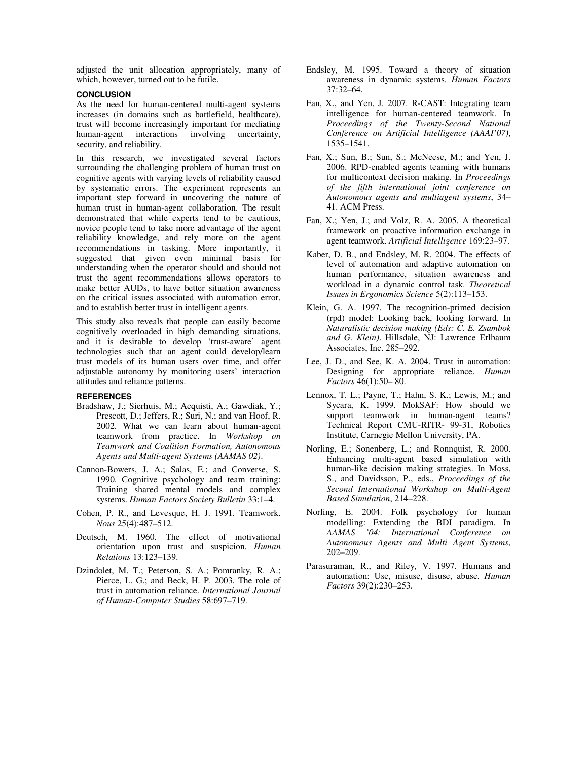adjusted the unit allocation appropriately, many of which, however, turned out to be futile.

## CONCLUSION

As the need for human-centered multi-agent systems increases (in domains such as battlefield, healthcare), trust will become increasingly important for mediating human-agent interactions involving uncertainty, security, and reliability.

In this research, we investigated several factors surrounding the challenging problem of human trust on cognitive agents with varying levels of reliability caused by systematic errors. The experiment represents an important step forward in uncovering the nature of human trust in human-agent collaboration. The result demonstrated that while experts tend to be cautious, novice people tend to take more advantage of the agent reliability knowledge, and rely more on the agent recommendations in tasking. More importantly, it suggested that given even minimal basis for understanding when the operator should and should not trust the agent recommendations allows operators to make better AUDs, to have better situation awareness on the critical issues associated with automation error, and to establish better trust in intelligent agents.

This study also reveals that people can easily become cognitively overloaded in high demanding situations, and it is desirable to develop 'trust-aware' agent technologies such that an agent could develop/learn trust models of its human users over time, and offer adjustable autonomy by monitoring users' interaction attitudes and reliance patterns.

## REFERENCES

Bradshaw, J.; Sierhuis, M.; Acquisti, A.; Gawdiak, Y.; Prescott, D.; Jeffers, R.; Suri, N.; and van Hoof, R. 2002. What we can learn about human-agent teamwork from practice. In *Workshop on Teamwork and Coalition Formation, Autonomous Agents and Multi-agent Systems (AAMAS 02)*.

Cannon-Bowers, J. A.; Salas, E.; and Converse, S. 1990. Cognitive psychology and team training: Training shared mental models and complex systems. *Human Factors Society Bulletin* 33:1–4.

Cohen, P. R., and Levesque, H. J. 1991. Teamwork. *Nous* 25(4):487–512.

Deutsch, M. 1960. The effect of motivational orientation upon trust and suspicion. *Human Relations* 13:123–139.

Dzindolet, M. T.; Peterson, S. A.; Pomranky, R. A.; Pierce, L. G.; and Beck, H. P. 2003. The role of trust in automation reliance. *International Journal of Human-Computer Studies* 58:697–719.

Endsley, M. 1995. Toward a theory of situation awareness in dynamic systems. *Human Factors* 37:32–64.

Fan, X., and Yen, J. 2007. R-CAST: Integrating team intelligence for human-centered teamwork. In *Proceedings of the Twenty-Second National Conference on Artificial Intelligence (AAAI'07)*, 1535–1541.

Fan, X.; Sun, B.; Sun, S.; McNeese, M.; and Yen, J. 2006. RPD-enabled agents teaming with humans for multicontext decision making. In *Proceedings of the fifth international joint conference on Autonomous agents and multiagent systems*, 34–41. ACM Press.

Fan, X.; Yen, J.; and Volz, R. A. 2005. A theoretical framework on proactive information exchange in agent teamwork. *Artificial Intelligence* 169:23–97.

Kaber, D. B., and Endsley, M. R. 2004. The effects of level of automation and adaptive automation on human performance, situation awareness and workload in a dynamic control task. *Theoretical Issues in Ergonomics Science* 5(2):113–153.

Klein, G. A. 1997. The recognition-primed decision (rpd) model: Looking back, looking forward. In *Naturalistic decision making (Eds: C. E. Zsambok and G. Klein)*. Hillsdale, NJ: Lawrence Erlbaum Associates, Inc. 285–292.

Lee, J. D., and See, K. A. 2004. Trust in automation: Designing for appropriate reliance. *Human Factors* 46(1):50– 80.

Lennox, T. L.; Payne, T.; Hahn, S. K.; Lewis, M.; and Sycara, K. 1999. MokSAF: How should we support teamwork in human-agent teams? Technical Report CMU-RITR- 99-31, Robotics Institute, Carnegie Mellon University, PA.

Norling, E.; Sonenberg, L.; and Ronnquist, R. 2000. Enhancing multi-agent based simulation with human-like decision making strategies. In Moss, S., and Davidsson, P., eds., *Proceedings of the Second International Workshop on Multi-Agent Based Simulation*, 214–228.

Norling, E. 2004. Folk psychology for human modelling: Extending the BDI paradigm. In *AAMAS '04: International Conference on Autonomous Agents and Multi Agent Systems*, 202–209.

Parasuraman, R., and Riley, V. 1997. Humans and automation: Use, misuse, disuse, abuse. *Human Factors* 39(2):230–253.